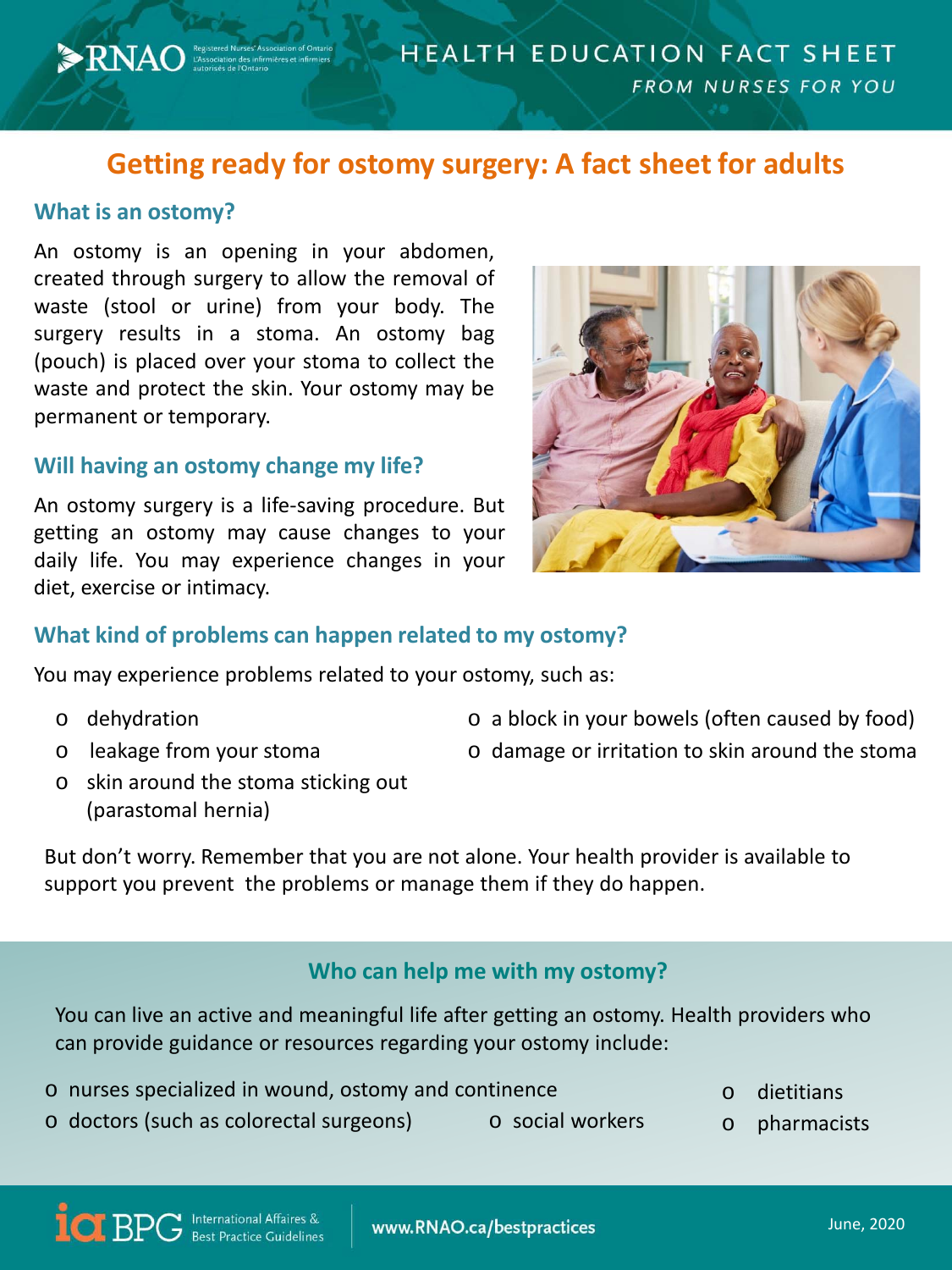# Getting ready for ostomy surgery: A fact sheet for adults

## What is an ostomy?

An ostomy is an opening in your abdomen, created through surgery to allow the removal of waste (stool or urine) from your body. The surgery results in a stoma. An ostomy bag (pouch) is placed over your stoma to collect the waste and protect the skin. Your ostomy may be permanent or temporary.

## Will having an ostomy change my life?

An ostomy surgery is a life-saving procedure. But getting an ostomy may cause changes to your daily life. You may experience changes in your diet, exercise or intimacy.

## What kind of problems can happen related to my ostomy?

You may experience problems related to your ostomy, such as:

- dehydration
- leakage from your stoma
- skin around the stoma sticking out (parastomal hernia)
- a block in your bowels (often caused by food)
- damage or irritation to skin around the stoma

But don't worry. Remember that you are not alone. Your health provider is available to support you prevent the problems or manage them if they do happen.

## Who can help me with my ostomy?

You can live an active and meaningful life after getting an ostomy. Health providers who can provide guidance or resources regarding your ostomy include:

- nurses specialized in wound, ostomy and continence
- doctors (such as colorectal surgeons)
- social workers
- dietitians
- pharmacists

www.RNAO.ca/bestpractices

June, 2020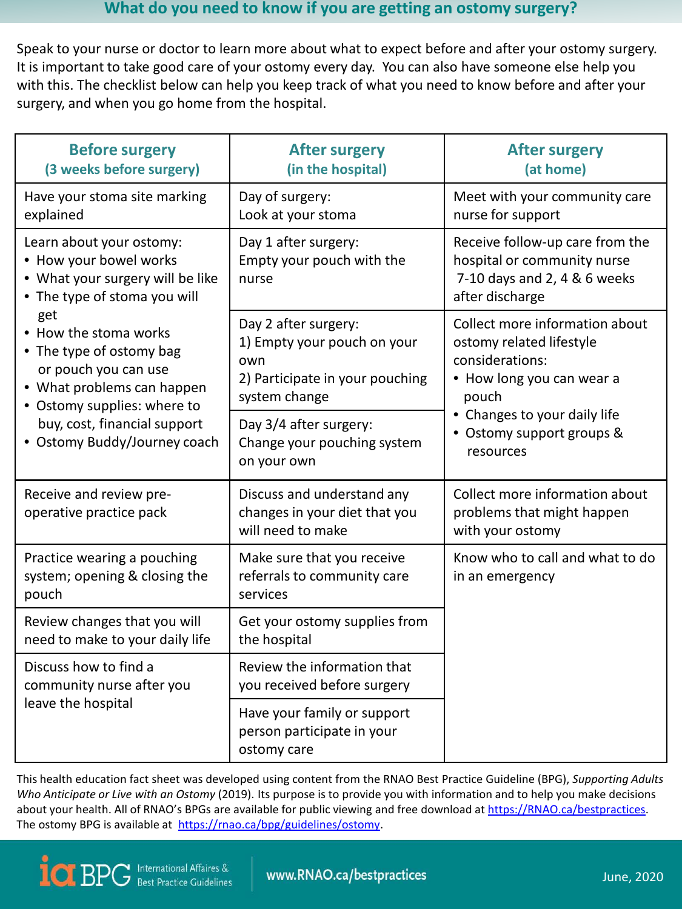## What do you need to know if you are getting an ostomy surgery?

Speak to your nurse or doctor to learn more about what to expect before and after your ostomy surgery. It is important to take good care of your ostomy every day. You can also have someone else help you with this. The checklist below can help you keep track of what you need to know before and after your surgery, and when you go home from the hospital.

| Before surgery (3 weeks before surgery) | After surgery (in the hospital) | After surgery (at home) |
|---|---|---|
| Have your stoma site marking explained | Day of surgery: Look at your stoma | Meet with your community care nurse for support |
| Learn about your ostomy:<br>• How your bowel works<br>• What your surgery will be like<br>• The type of stoma you will get<br>• How the stoma works<br>• The type of ostomy bag or pouch you can use<br>• What problems can happen<br>• Ostomy supplies: where to buy, cost, financial support<br>• Ostomy Buddy/Journey coach | Day 1 after surgery: Empty your pouch with the nurse | Receive follow-up care from the hospital or community nurse 7-10 days and 2, 4 & 6 weeks after discharge |
| | Day 2 after surgery: 1) Empty your pouch on your own 2) Participate in your pouching system change | Collect more information about ostomy related lifestyle considerations:<br>• How long you can wear a pouch<br>• Changes to your daily life<br>• Ostomy support groups & resources |
| | Day 3/4 after surgery: Change your pouching system on your own | |
| Receive and review pre-operative practice pack | Discuss and understand any changes in your diet that you will need to make | Collect more information about problems that might happen with your ostomy |
| Practice wearing a pouching system; opening & closing the pouch | Make sure that you receive referrals to community care services | Know who to call and what to do in an emergency |
| Review changes that you will need to make to your daily life | Get your ostomy supplies from the hospital | |
| Discuss how to find a community nurse after you leave the hospital | Review the information that you received before surgery | |
| | Have your family or support person participate in your ostomy care | |

This health education fact sheet was developed using content from the RNAO Best Practice Guideline (BPG), *Supporting Adults Who Anticipate or Live with an Ostomy* (2019). Its purpose is to provide you with information and to help you make decisions about your health. All of RNAO's BPGs are available for public viewing and free download at https://RNAO.ca/bestpractices. The ostomy BPG is available at https://rnao.ca/bpg/guidelines/ostomy.

iaBPG International Affaires & Best Practice Guidelines | www.RNAO.ca/bestpractices | June, 2020